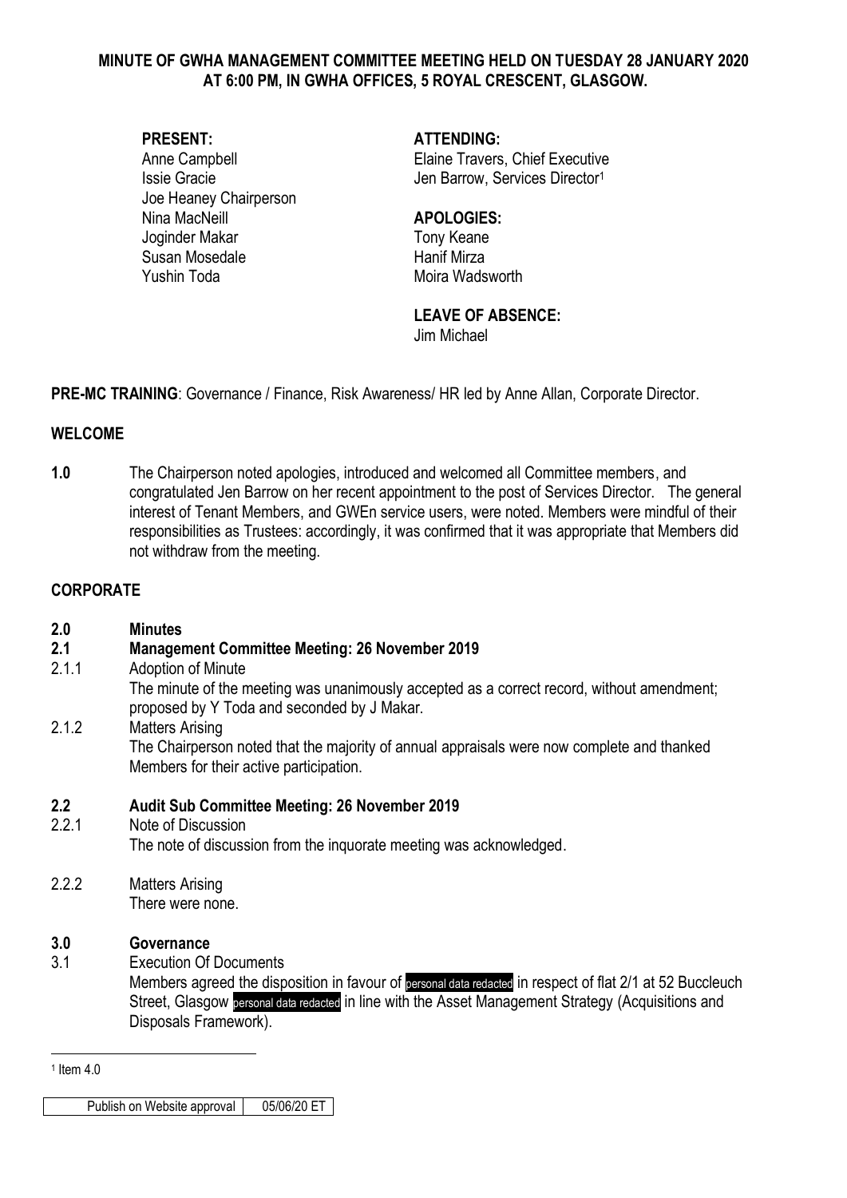**MINUTE OF GWHA MANAGEMENT COMMITTEE MEETING HELD ON TUESDAY 28 JANUARY 2020 AT 6:00 PM, IN GWHA OFFICES, 5 ROYAL CRESCENT, GLASGOW.**

**PRESENT:**
Anne Campbell
Issie Gracie
Joe Heaney Chairperson
Nina MacNeill
Joginder Makar
Susan Mosedale
Yushin Toda

**ATTENDING:**
Elaine Travers, Chief Executive
Jen Barrow, Services Director[1]

**APOLOGIES:**
Tony Keane
Hanif Mirza
Moira Wadsworth

**LEAVE OF ABSENCE:**
Jim Michael

**PRE-MC TRAINING**: Governance / Finance, Risk Awareness/ HR led by Anne Allan, Corporate Director.

## WELCOME

**1.0** The Chairperson noted apologies, introduced and welcomed all Committee members, and congratulated Jen Barrow on her recent appointment to the post of Services Director. The general interest of Tenant Members, and GWEn service users, were noted. Members were mindful of their responsibilities as Trustees: accordingly, it was confirmed that it was appropriate that Members did not withdraw from the meeting.

## CORPORATE

**2.0 Minutes**

**2.1 Management Committee Meeting: 26 November 2019**

2.1.1 Adoption of Minute
The minute of the meeting was unanimously accepted as a correct record, without amendment; proposed by Y Toda and seconded by J Makar.

2.1.2 Matters Arising
The Chairperson noted that the majority of annual appraisals were now complete and thanked Members for their active participation.

**2.2 Audit Sub Committee Meeting: 26 November 2019**

2.2.1 Note of Discussion
The note of discussion from the inquorate meeting was acknowledged.

2.2.2 Matters Arising
There were none.

**3.0 Governance**

3.1 Execution Of Documents
Members agreed the disposition in favour of personal data redacted in respect of flat 2/1 at 52 Buccleuch Street, Glasgow personal data redacted in line with the Asset Management Strategy (Acquisitions and Disposals Framework).

---

[1] Item 4.0

| Publish on Website approval | 05/06/20 ET |
|---|---|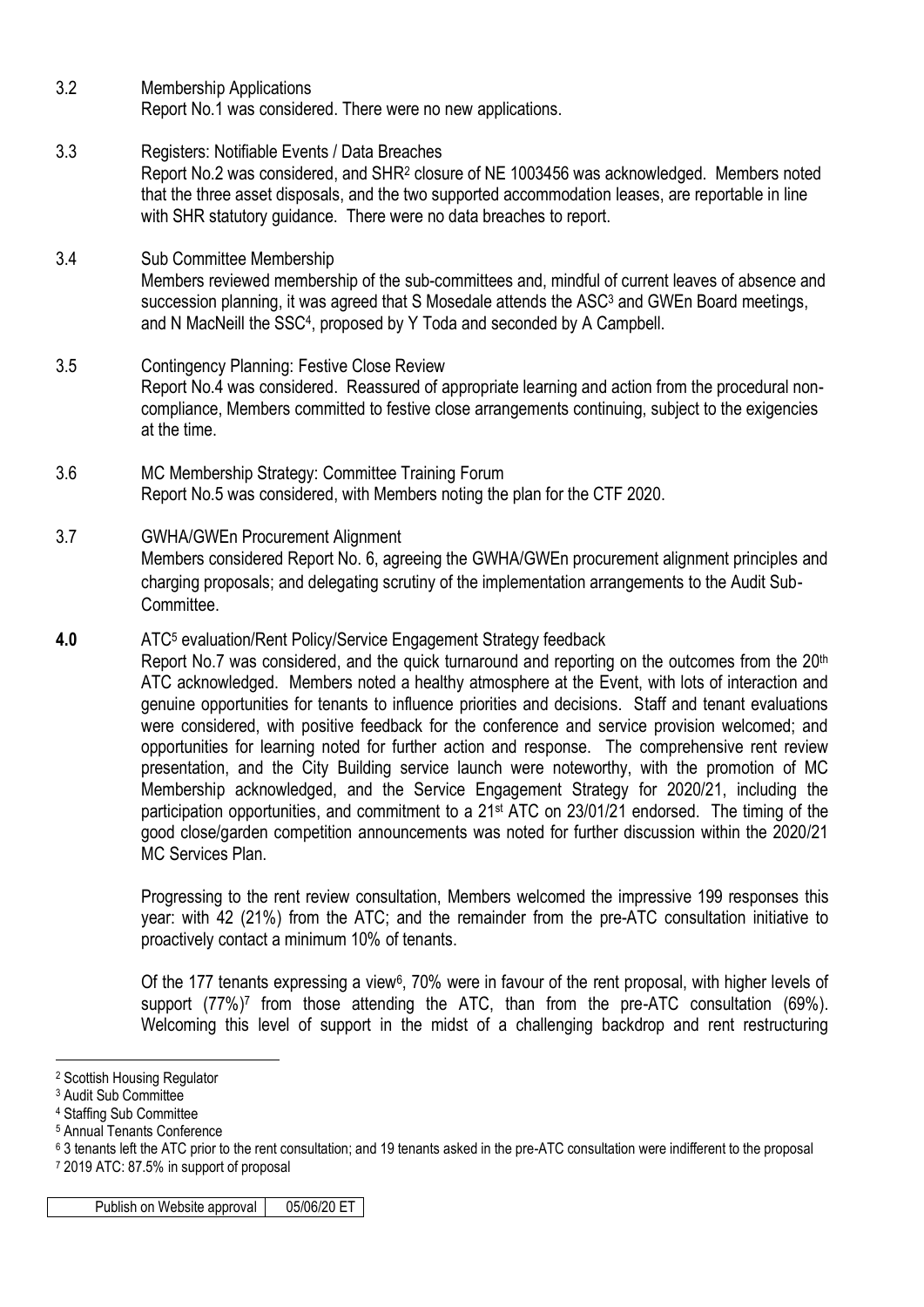3.2 Membership Applications

Report No.1 was considered. There were no new applications.

3.3 Registers: Notifiable Events / Data Breaches

Report No.2 was considered, and SHR[2] closure of NE 1003456 was acknowledged. Members noted that the three asset disposals, and the two supported accommodation leases, are reportable in line with SHR statutory guidance. There were no data breaches to report.

3.4 Sub Committee Membership

Members reviewed membership of the sub-committees and, mindful of current leaves of absence and succession planning, it was agreed that S Mosedale attends the ASC[3] and GWEn Board meetings, and N MacNeill the SSC[4], proposed by Y Toda and seconded by A Campbell.

3.5 Contingency Planning: Festive Close Review

Report No.4 was considered. Reassured of appropriate learning and action from the procedural non-compliance, Members committed to festive close arrangements continuing, subject to the exigencies at the time.

3.6 MC Membership Strategy: Committee Training Forum

Report No.5 was considered, with Members noting the plan for the CTF 2020.

3.7 GWHA/GWEn Procurement Alignment

Members considered Report No. 6, agreeing the GWHA/GWEn procurement alignment principles and charging proposals; and delegating scrutiny of the implementation arrangements to the Audit Sub-Committee.

**4.0** ATC[5] evaluation/Rent Policy/Service Engagement Strategy feedback

Report No.7 was considered, and the quick turnaround and reporting on the outcomes from the 20th ATC acknowledged. Members noted a healthy atmosphere at the Event, with lots of interaction and genuine opportunities for tenants to influence priorities and decisions. Staff and tenant evaluations were considered, with positive feedback for the conference and service provision welcomed; and opportunities for learning noted for further action and response. The comprehensive rent review presentation, and the City Building service launch were noteworthy, with the promotion of MC Membership acknowledged, and the Service Engagement Strategy for 2020/21, including the participation opportunities, and commitment to a 21st ATC on 23/01/21 endorsed. The timing of the good close/garden competition announcements was noted for further discussion within the 2020/21 MC Services Plan.

Progressing to the rent review consultation, Members welcomed the impressive 199 responses this year: with 42 (21%) from the ATC; and the remainder from the pre-ATC consultation initiative to proactively contact a minimum 10% of tenants.

Of the 177 tenants expressing a view[6], 70% were in favour of the rent proposal, with higher levels of support (77%)[7] from those attending the ATC, than from the pre-ATC consultation (69%). Welcoming this level of support in the midst of a challenging backdrop and rent restructuring

---

[2] Scottish Housing Regulator

[3] Audit Sub Committee

[4] Staffing Sub Committee

[5] Annual Tenants Conference

[6] 3 tenants left the ATC prior to the rent consultation; and 19 tenants asked in the pre-ATC consultation were indifferent to the proposal

[7] 2019 ATC: 87.5% in support of proposal

| Publish on Website approval | 05/06/20 ET |
|---|---|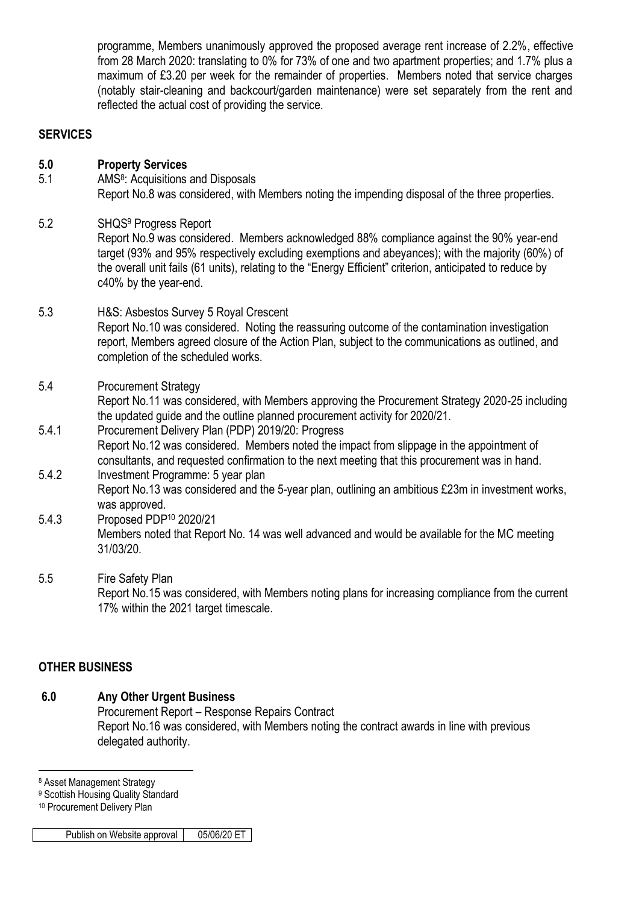programme, Members unanimously approved the proposed average rent increase of 2.2%, effective from 28 March 2020: translating to 0% for 73% of one and two apartment properties; and 1.7% plus a maximum of £3.20 per week for the remainder of properties. Members noted that service charges (notably stair-cleaning and backcourt/garden maintenance) were set separately from the rent and reflected the actual cost of providing the service.

## SERVICES

### 5.0 Property Services

5.1 AMS[8]: Acquisitions and Disposals
Report No.8 was considered, with Members noting the impending disposal of the three properties.

5.2 SHQS[9] Progress Report
Report No.9 was considered. Members acknowledged 88% compliance against the 90% year-end target (93% and 95% respectively excluding exemptions and abeyances); with the majority (60%) of the overall unit fails (61 units), relating to the "Energy Efficient" criterion, anticipated to reduce by c40% by the year-end.

5.3 H&S: Asbestos Survey 5 Royal Crescent
Report No.10 was considered. Noting the reassuring outcome of the contamination investigation report, Members agreed closure of the Action Plan, subject to the communications as outlined, and completion of the scheduled works.

5.4 Procurement Strategy
Report No.11 was considered, with Members approving the Procurement Strategy 2020-25 including the updated guide and the outline planned procurement activity for 2020/21.

5.4.1 Procurement Delivery Plan (PDP) 2019/20: Progress
Report No.12 was considered. Members noted the impact from slippage in the appointment of consultants, and requested confirmation to the next meeting that this procurement was in hand.

5.4.2 Investment Programme: 5 year plan
Report No.13 was considered and the 5-year plan, outlining an ambitious £23m in investment works, was approved.

5.4.3 Proposed PDP[10] 2020/21
Members noted that Report No. 14 was well advanced and would be available for the MC meeting 31/03/20.

5.5 Fire Safety Plan
Report No.15 was considered, with Members noting plans for increasing compliance from the current 17% within the 2021 target timescale.

## OTHER BUSINESS

### 6.0 Any Other Urgent Business

Procurement Report – Response Repairs Contract
Report No.16 was considered, with Members noting the contract awards in line with previous delegated authority.

---

[8] Asset Management Strategy
[9] Scottish Housing Quality Standard
[10] Procurement Delivery Plan

| Publish on Website approval | 05/06/20 ET |
|---|---|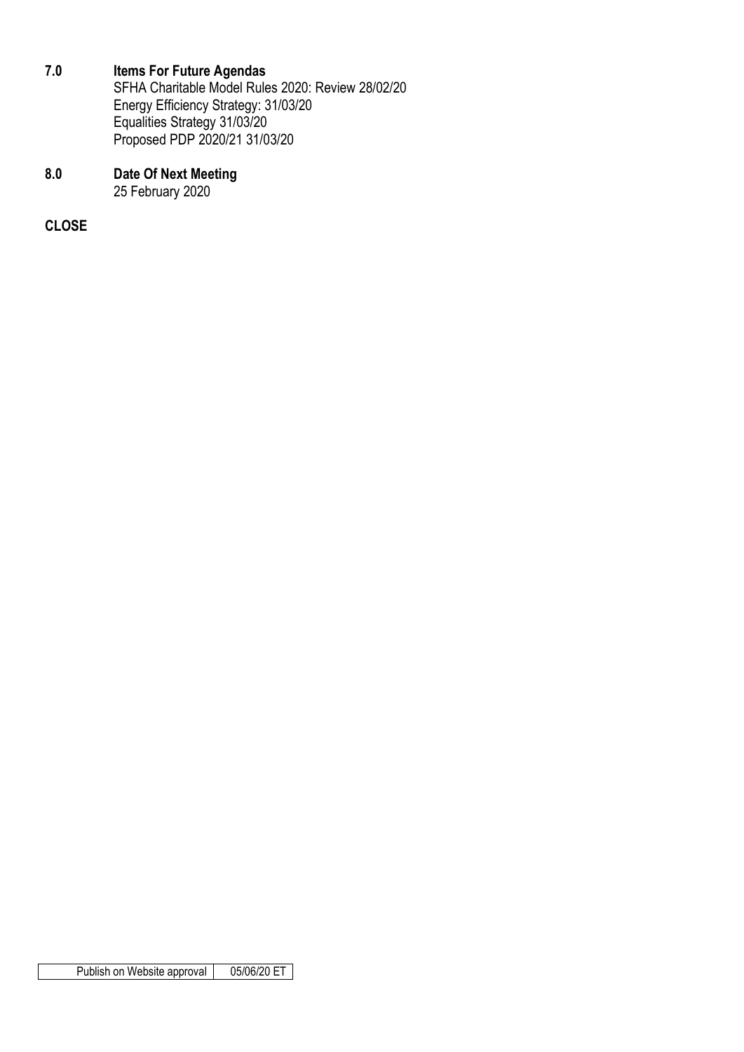## 7.0 Items For Future Agendas

SFHA Charitable Model Rules 2020: Review 28/02/20
Energy Efficiency Strategy: 31/03/20
Equalities Strategy 31/03/20
Proposed PDP 2020/21 31/03/20

## 8.0 Date Of Next Meeting

25 February 2020

**CLOSE**

| | |
|---|---|
| Publish on Website approval | 05/06/20 ET |